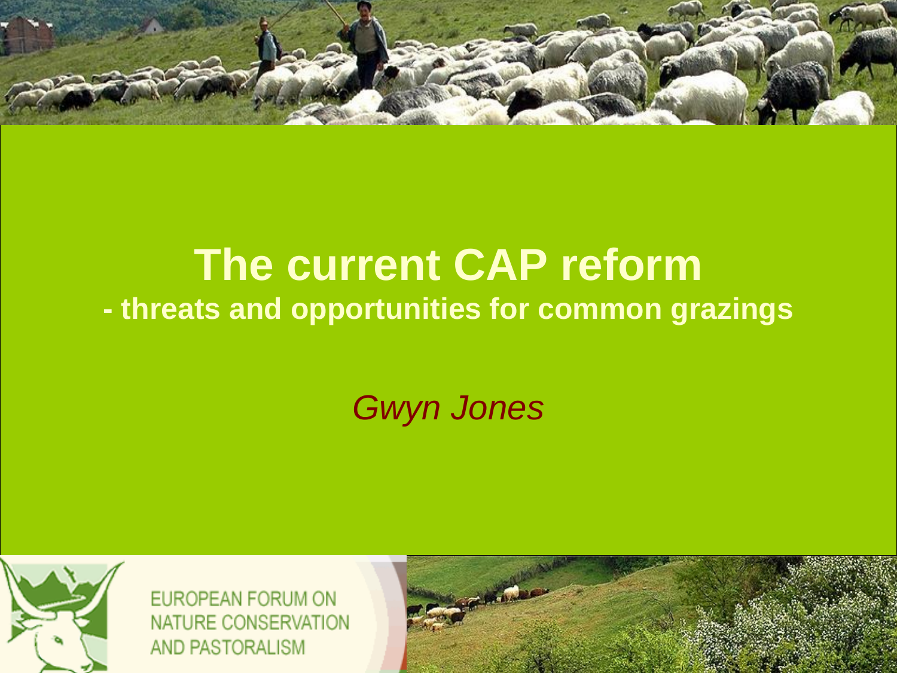# The current CAP reform

## - threats and opportunities for common grazings

*Gwyn Jones*

EUROPEAN FORUM ON NATURE CONSERVATION AND PASTORALISM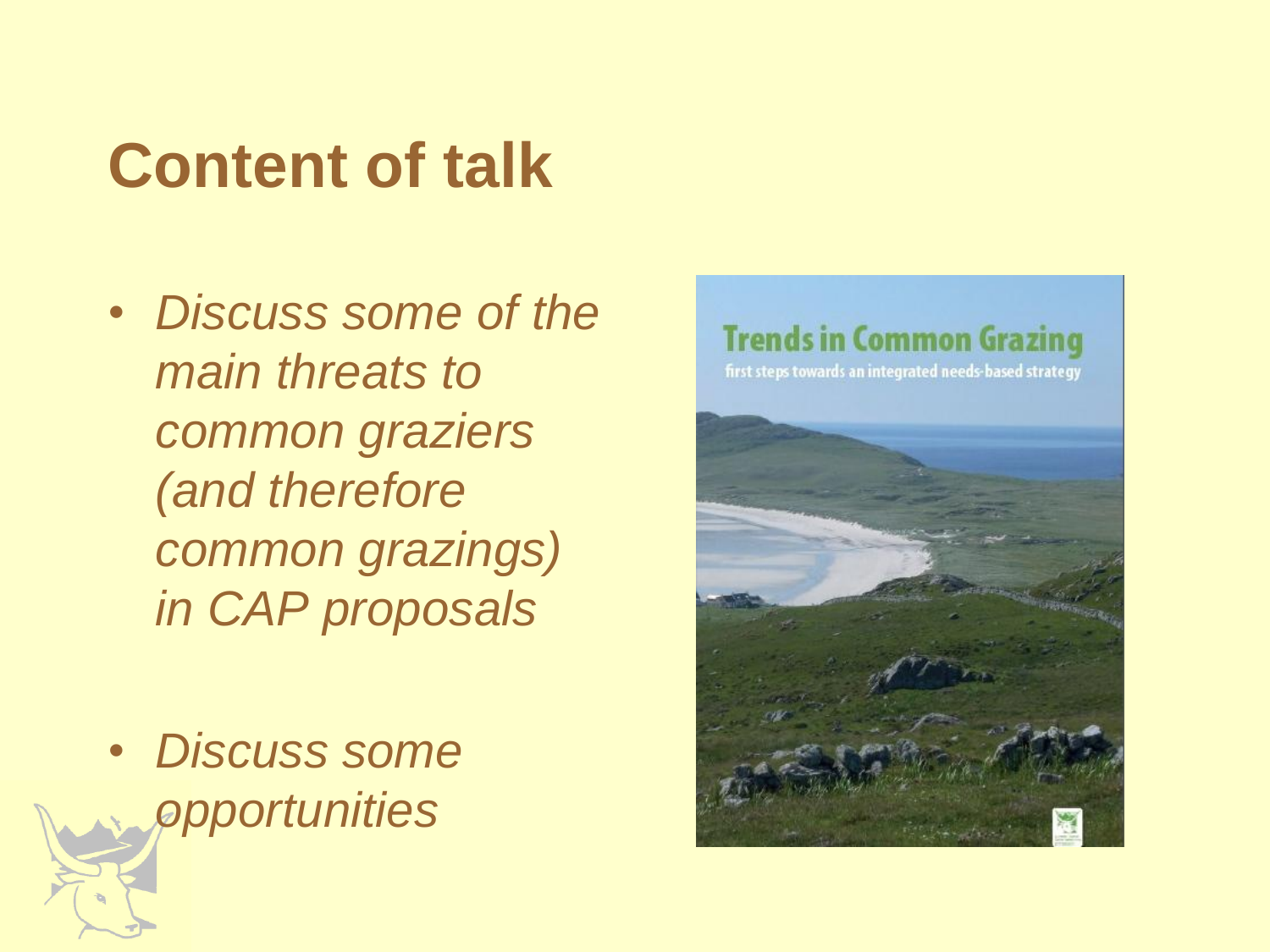# Content of talk

- *Discuss some of the main threats to common graziers (and therefore common grazings) in CAP proposals*
- *Discuss some opportunities*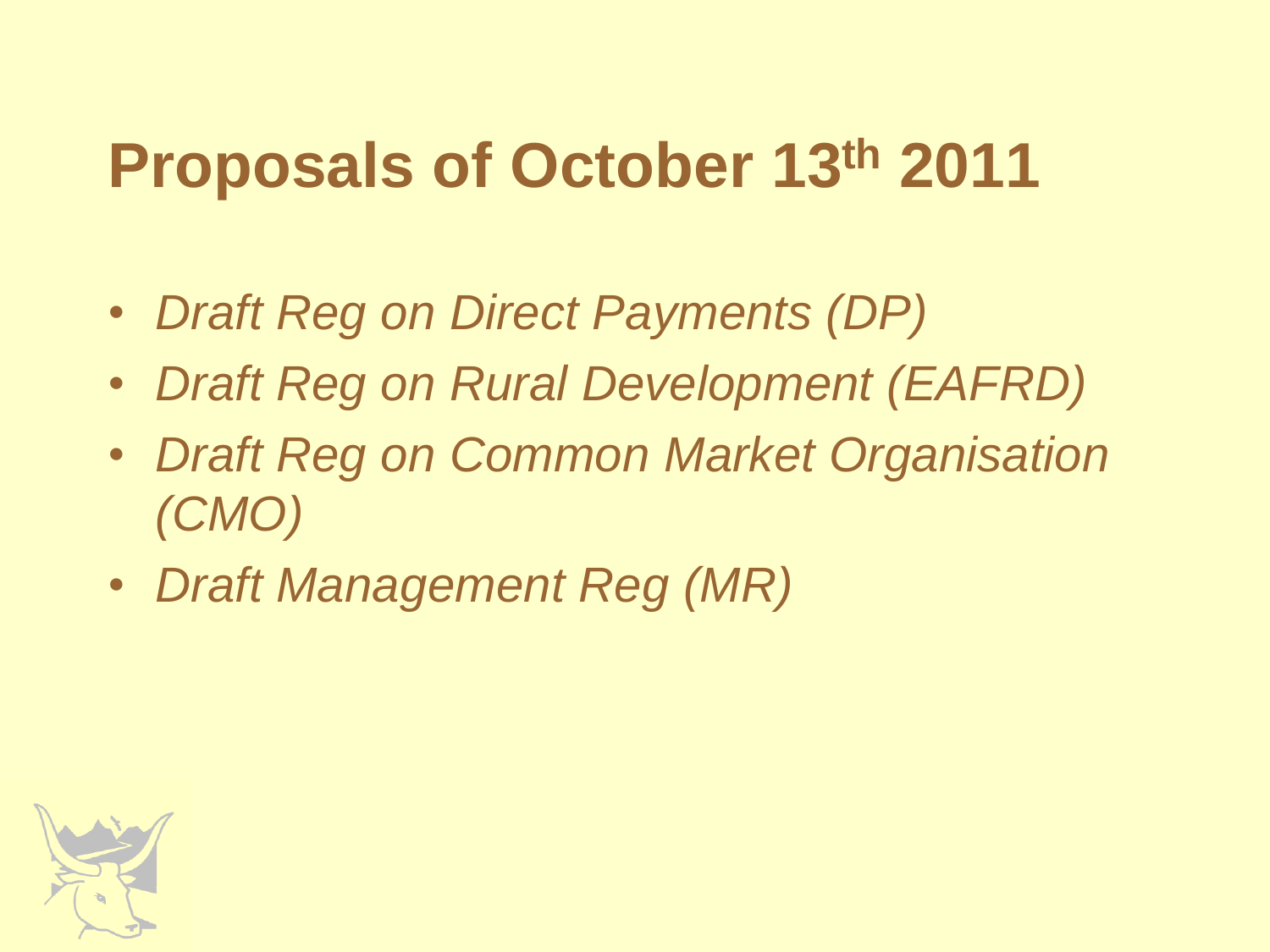# Proposals of October 13th 2011

- *Draft Reg on Direct Payments (DP)*
- *Draft Reg on Rural Development (EAFRD)*
- *Draft Reg on Common Market Organisation (CMO)*
- *Draft Management Reg (MR)*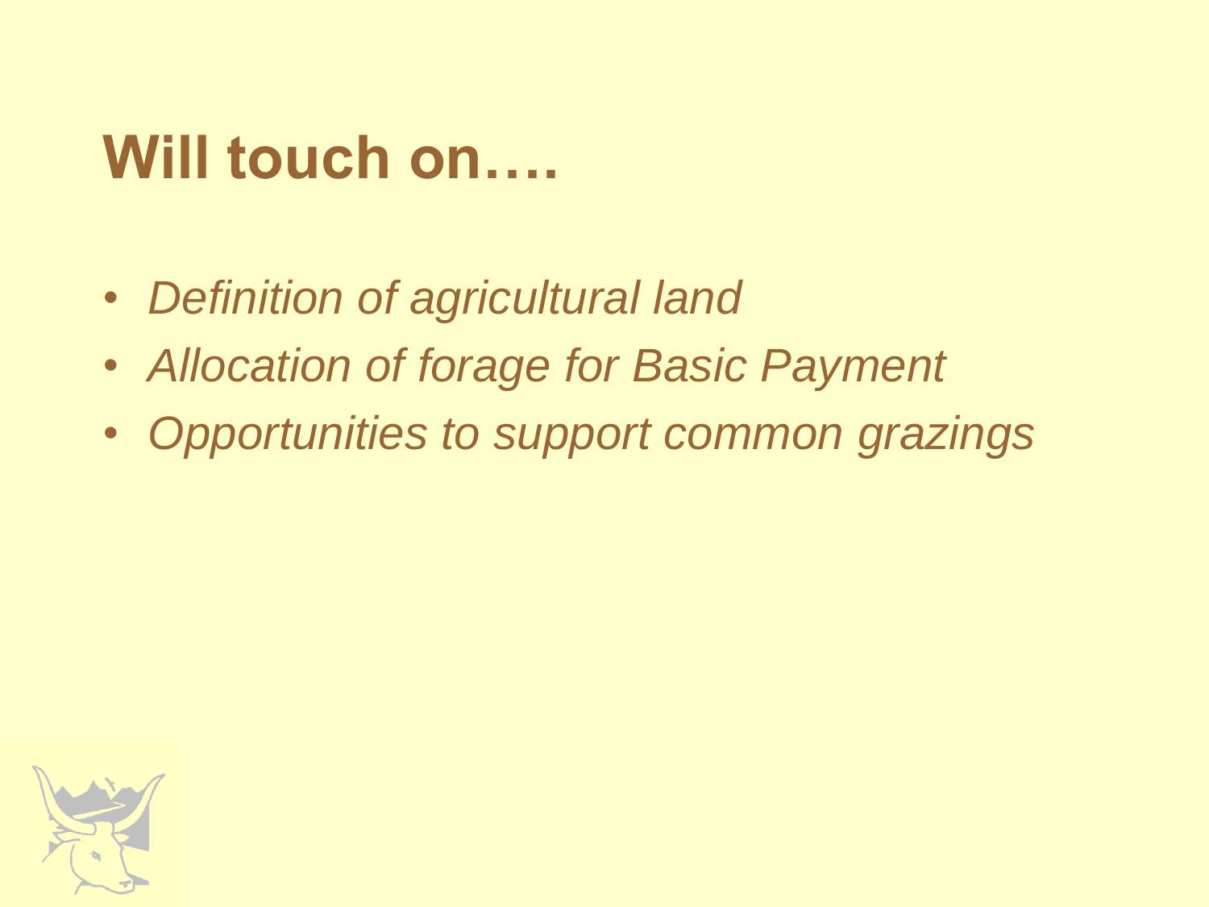# Will touch on….

- *Definition of agricultural land*
- *Allocation of forage for Basic Payment*
- *Opportunities to support common grazings*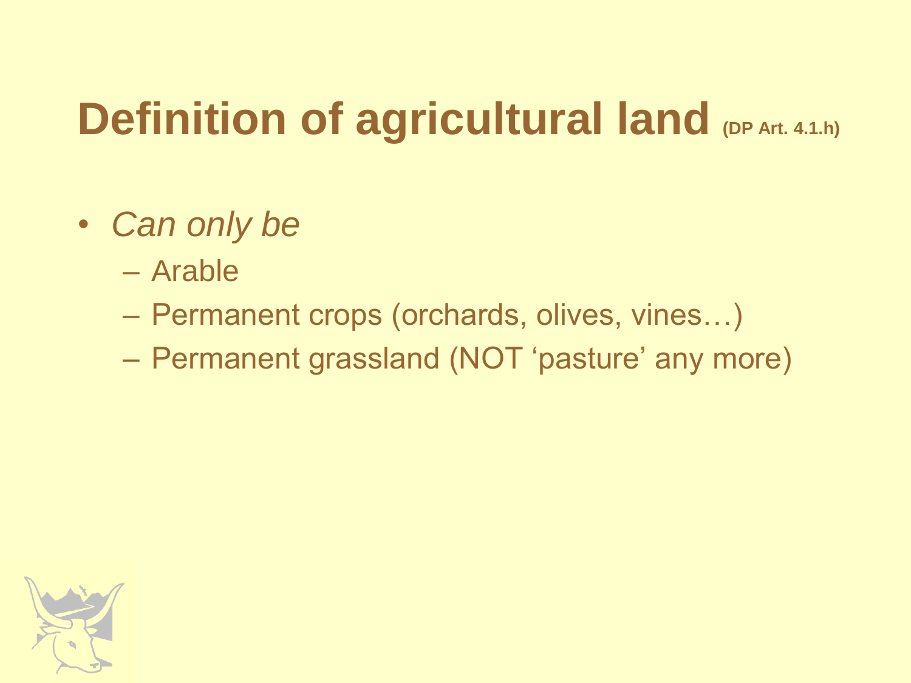# Definition of agricultural land (DP Art. 4.1.h)

- *Can only be*
  - Arable
  - Permanent crops (orchards, olives, vines…)
  - Permanent grassland (NOT 'pasture' any more)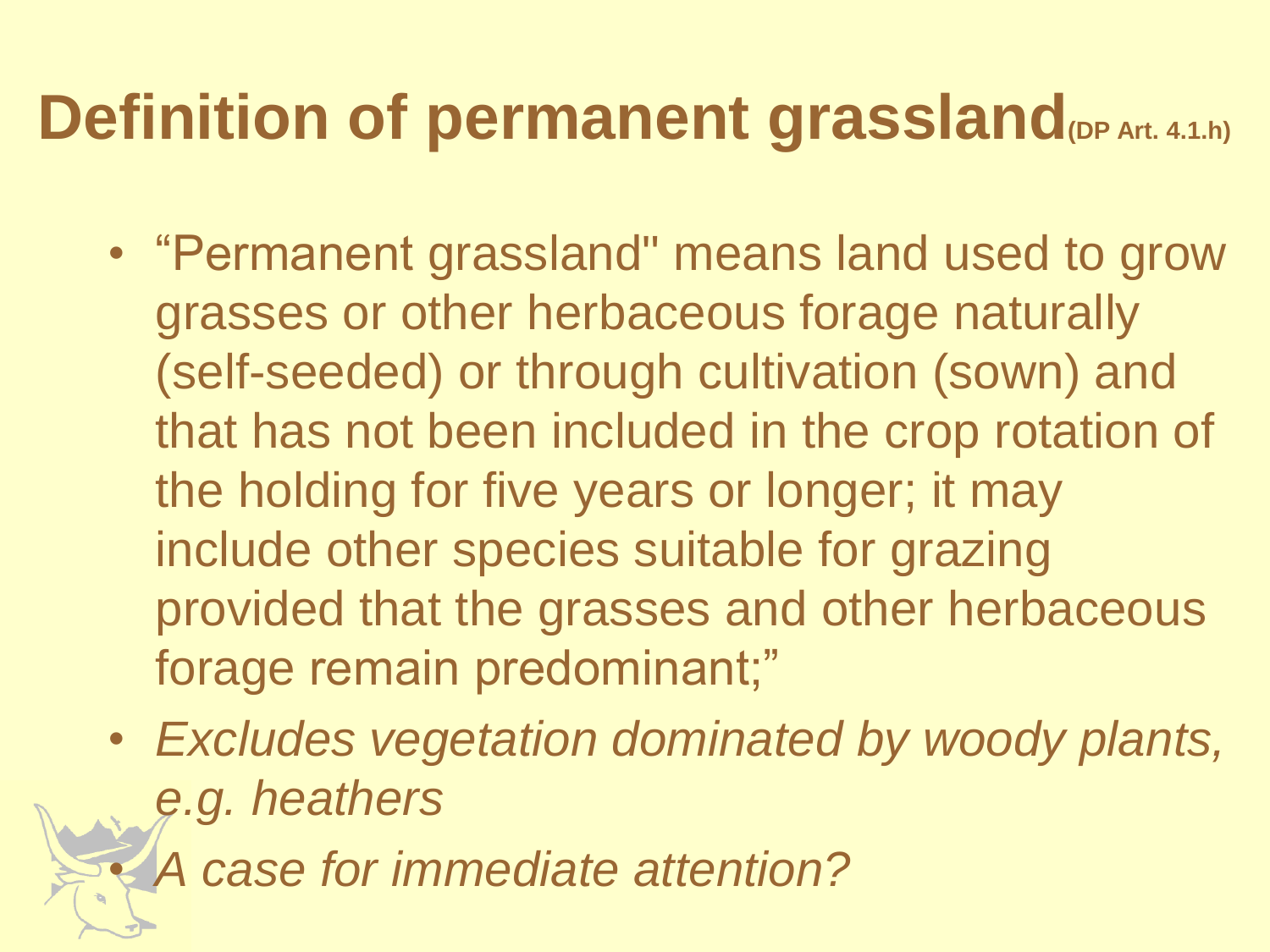# Definition of permanent grassland (DP Art. 4.1.h)

- "Permanent grassland" means land used to grow grasses or other herbaceous forage naturally (self-seeded) or through cultivation (sown) and that has not been included in the crop rotation of the holding for five years or longer; it may include other species suitable for grazing provided that the grasses and other herbaceous forage remain predominant;"
- *Excludes vegetation dominated by woody plants, e.g. heathers*
- *A case for immediate attention?*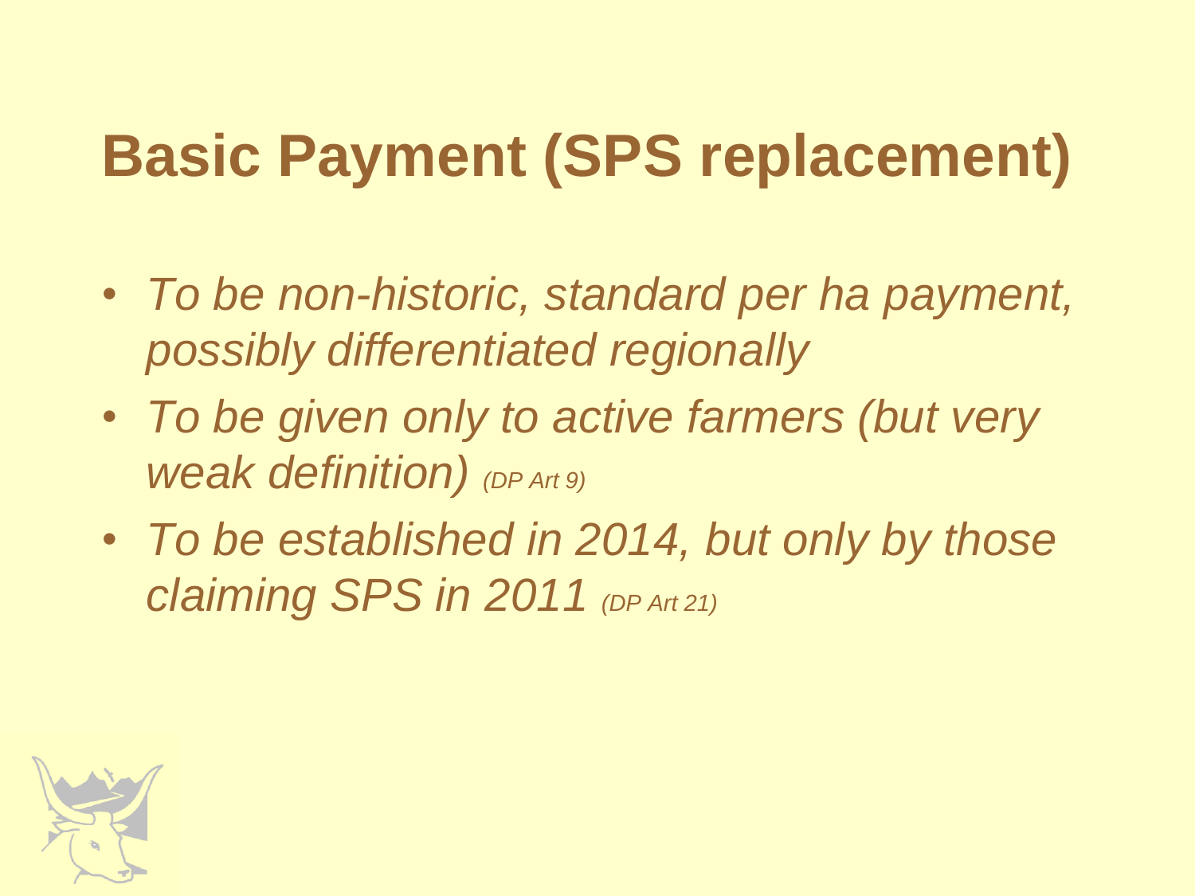# Basic Payment (SPS replacement)

- *To be non-historic, standard per ha payment, possibly differentiated regionally*
- *To be given only to active farmers (but very weak definition) (DP Art 9)*
- *To be established in 2014, but only by those claiming SPS in 2011 (DP Art 21)*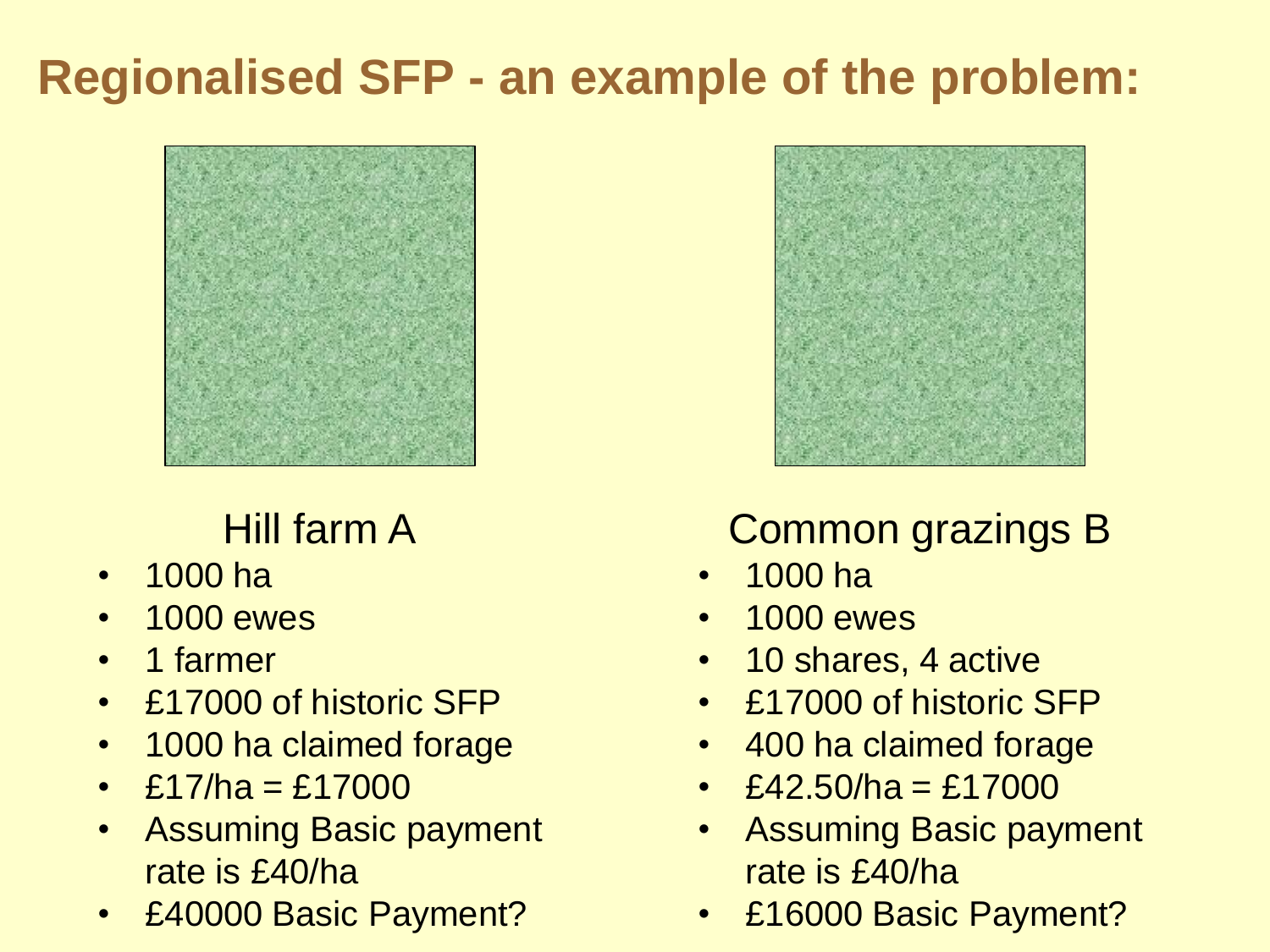# Regionalised SFP - an example of the problem:

### Hill farm A

- 1000 ha
- 1000 ewes
- 1 farmer
- £17000 of historic SFP
- 1000 ha claimed forage
- £17/ha = £17000
- Assuming Basic payment rate is £40/ha
- £40000 Basic Payment?

### Common grazings B

- 1000 ha
- 1000 ewes
- 10 shares, 4 active
- £17000 of historic SFP
- 400 ha claimed forage
- £42.50/ha = £17000
- Assuming Basic payment rate is £40/ha
- £16000 Basic Payment?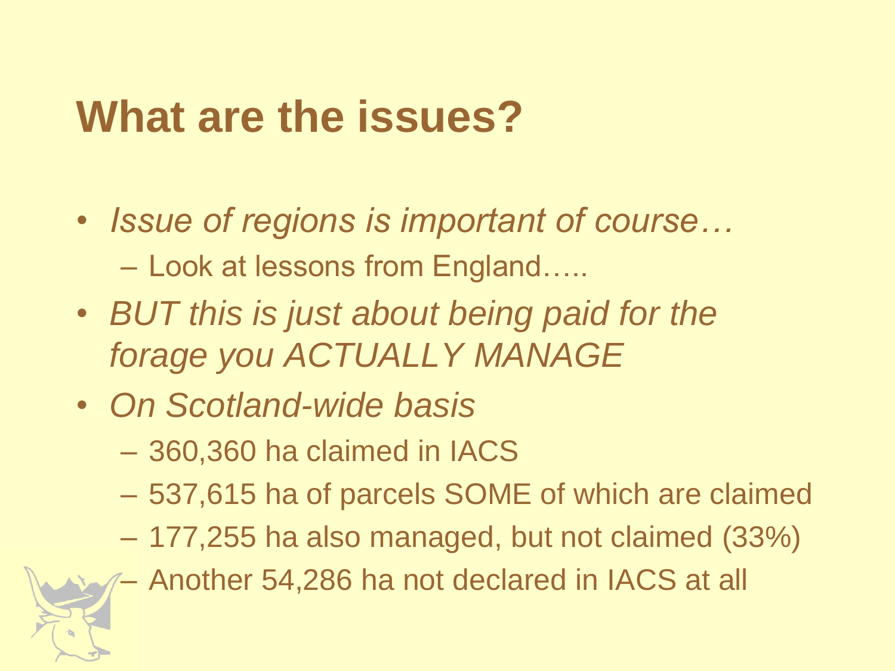# What are the issues?

- *Issue of regions is important of course…*
  - Look at lessons from England…..
- *BUT this is just about being paid for the forage you ACTUALLY MANAGE*
- *On Scotland-wide basis*
  - 360,360 ha claimed in IACS
  - 537,615 ha of parcels SOME of which are claimed
  - 177,255 ha also managed, but not claimed (33%)
  - Another 54,286 ha not declared in IACS at all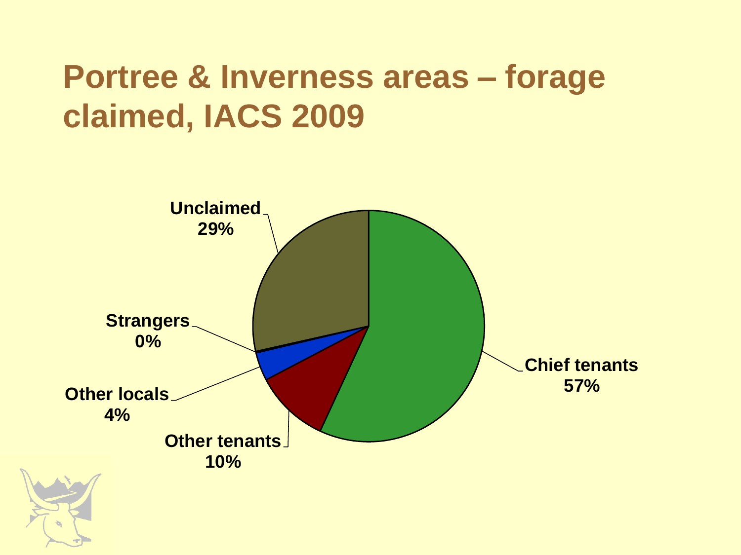# Portree & Inverness areas – forage claimed, IACS 2009

Unclaimed
29%

Strangers
0%

Other locals
4%

Other tenants
10%

Chief tenants
57%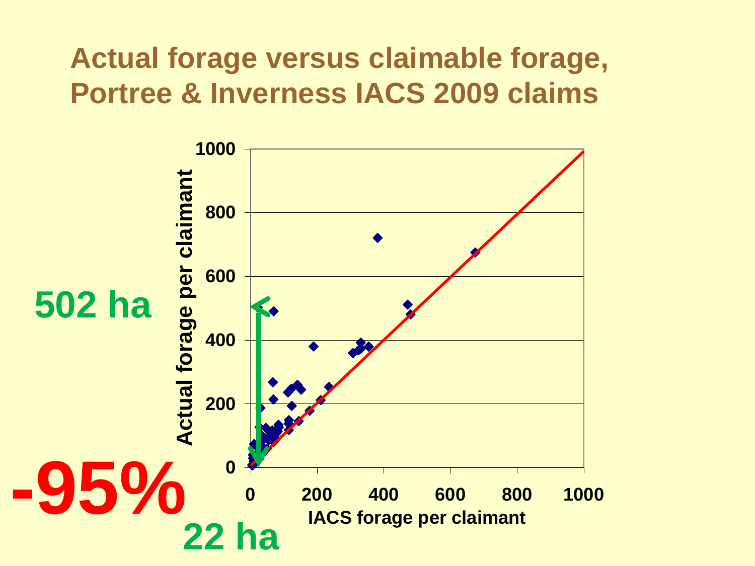# Actual forage versus claimable forage, Portree & Inverness IACS 2009 claims

502 ha

-95%

22 ha

Actual forage per claimant

IACS forage per claimant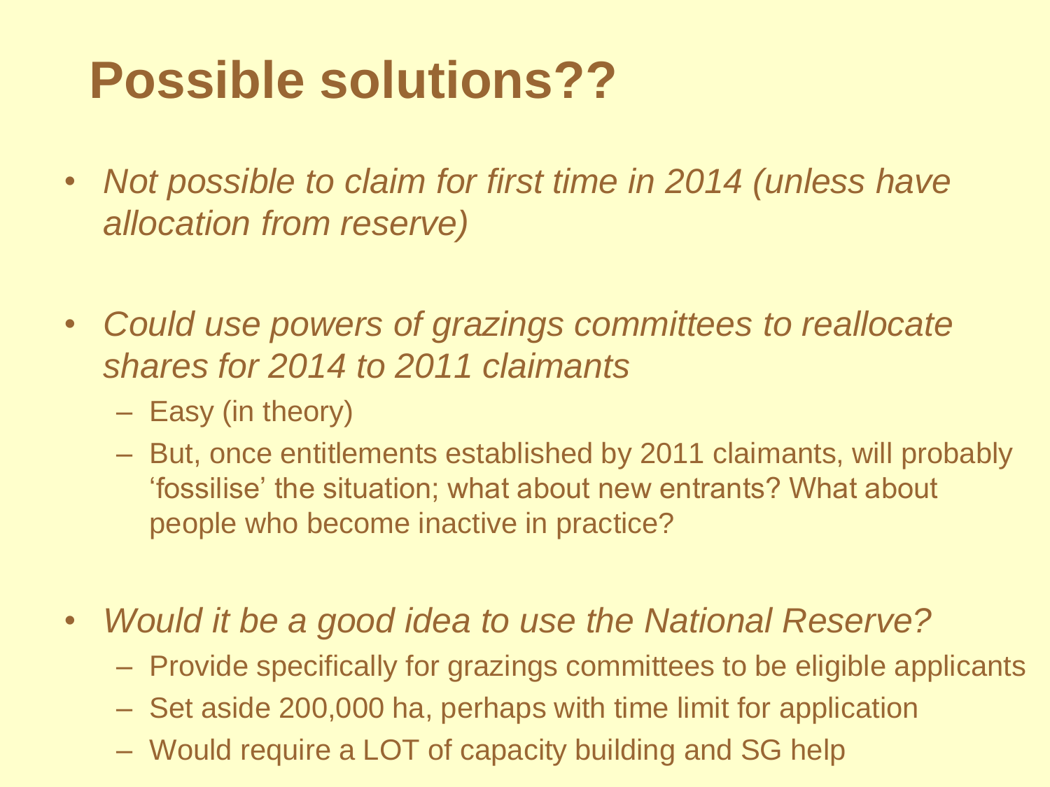# Possible solutions??

- *Not possible to claim for first time in 2014 (unless have allocation from reserve)*
- *Could use powers of grazings committees to reallocate shares for 2014 to 2011 claimants*
  - Easy (in theory)
  - But, once entitlements established by 2011 claimants, will probably 'fossilise' the situation; what about new entrants? What about people who become inactive in practice?
- *Would it be a good idea to use the National Reserve?*
  - Provide specifically for grazings committees to be eligible applicants
  - Set aside 200,000 ha, perhaps with time limit for application
  - Would require a LOT of capacity building and SG help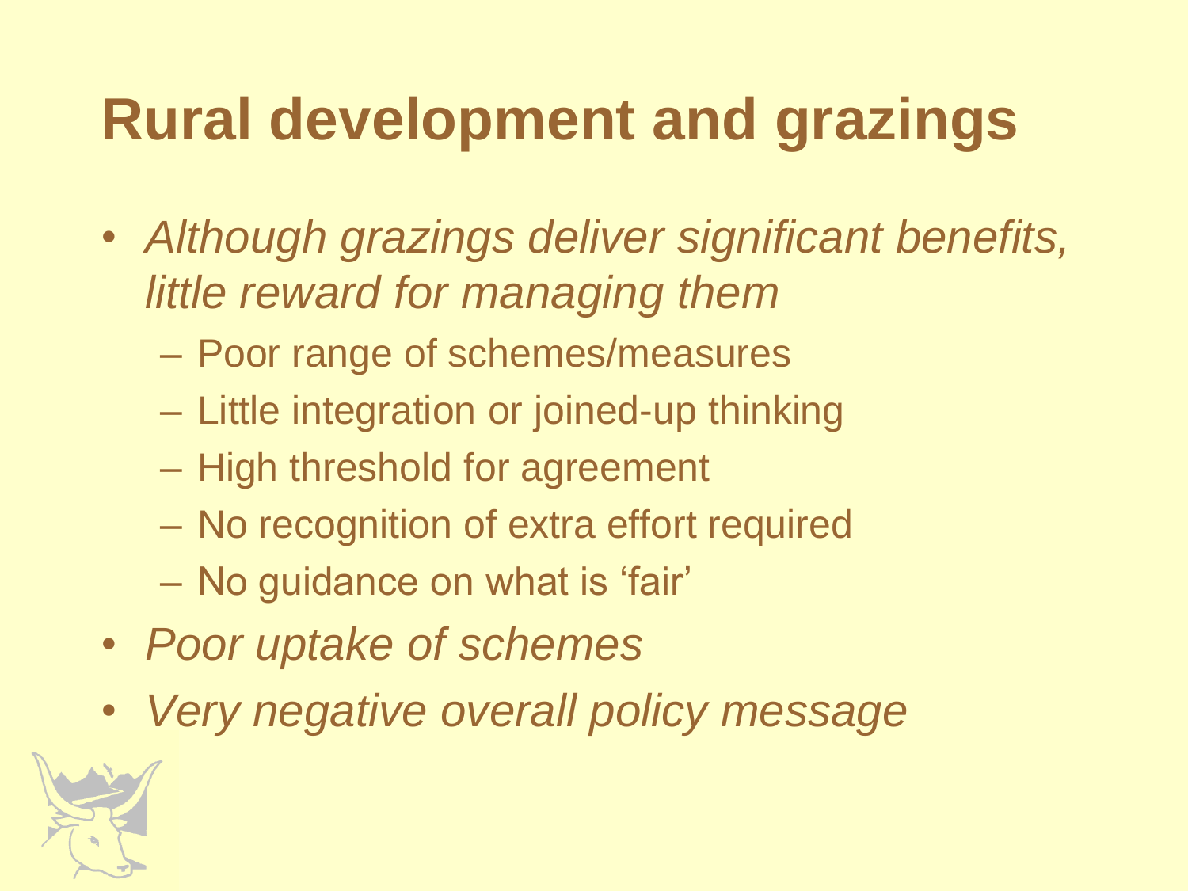# Rural development and grazings

- *Although grazings deliver significant benefits, little reward for managing them*
  - Poor range of schemes/measures
  - Little integration or joined-up thinking
  - High threshold for agreement
  - No recognition of extra effort required
  - No guidance on what is ‘fair’
- *Poor uptake of schemes*
- *Very negative overall policy message*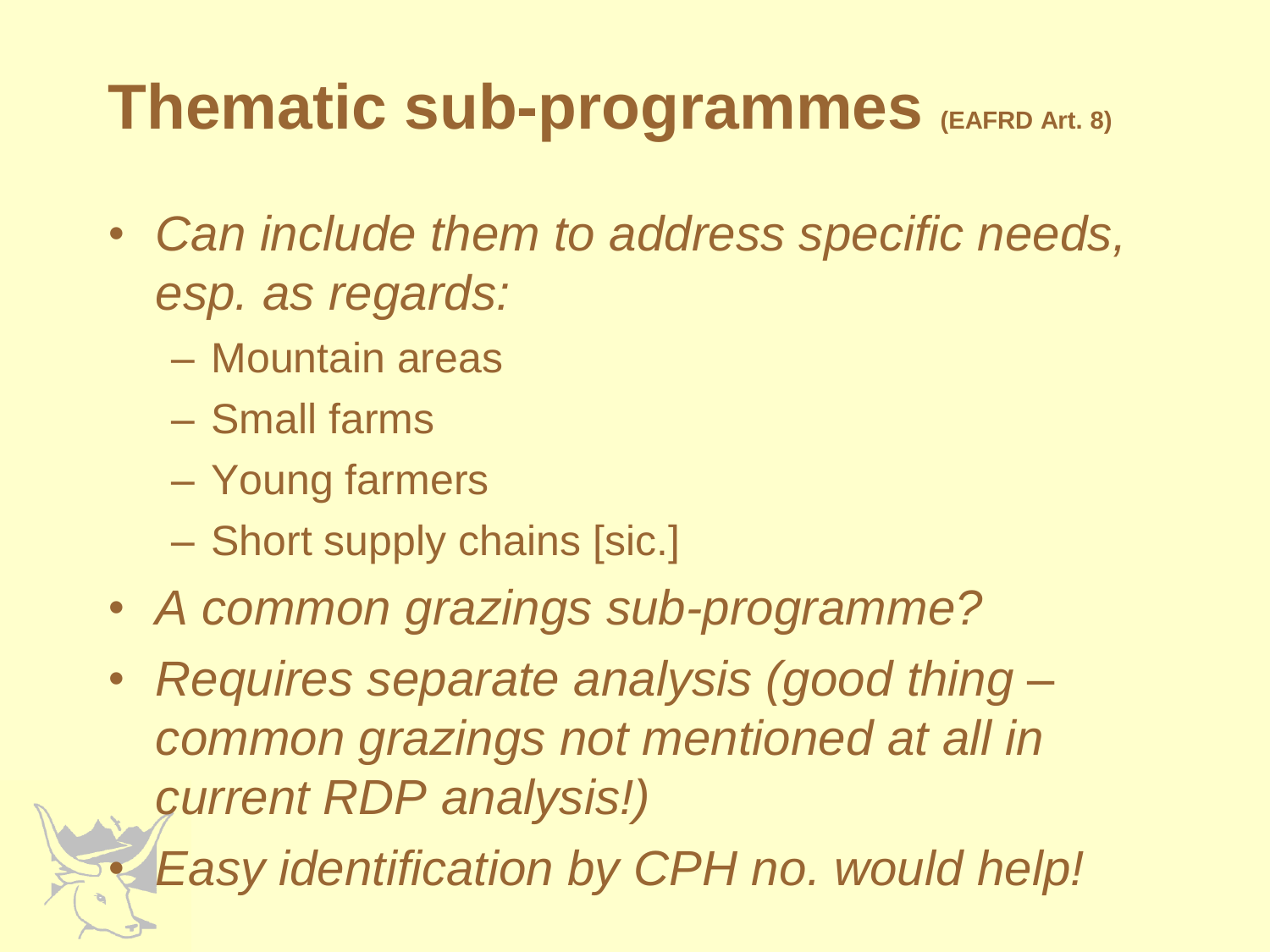# Thematic sub-programmes (EAFRD Art. 8)

- *Can include them to address specific needs, esp. as regards:*
  - Mountain areas
  - Small farms
  - Young farmers
  - Short supply chains [sic.]
- *A common grazings sub-programme?*
- *Requires separate analysis (good thing – common grazings not mentioned at all in current RDP analysis!)*
- *Easy identification by CPH no. would help!*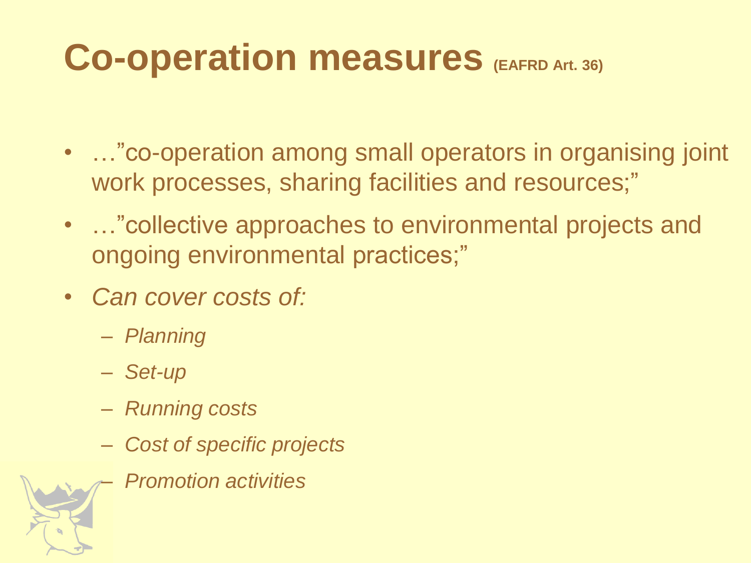# Co-operation measures (EAFRD Art. 36)

- …"co-operation among small operators in organising joint work processes, sharing facilities and resources;"
- …"collective approaches to environmental projects and ongoing environmental practices;"
- *Can cover costs of:*
  - *Planning*
  - *Set-up*
  - *Running costs*
  - *Cost of specific projects*
  - *Promotion activities*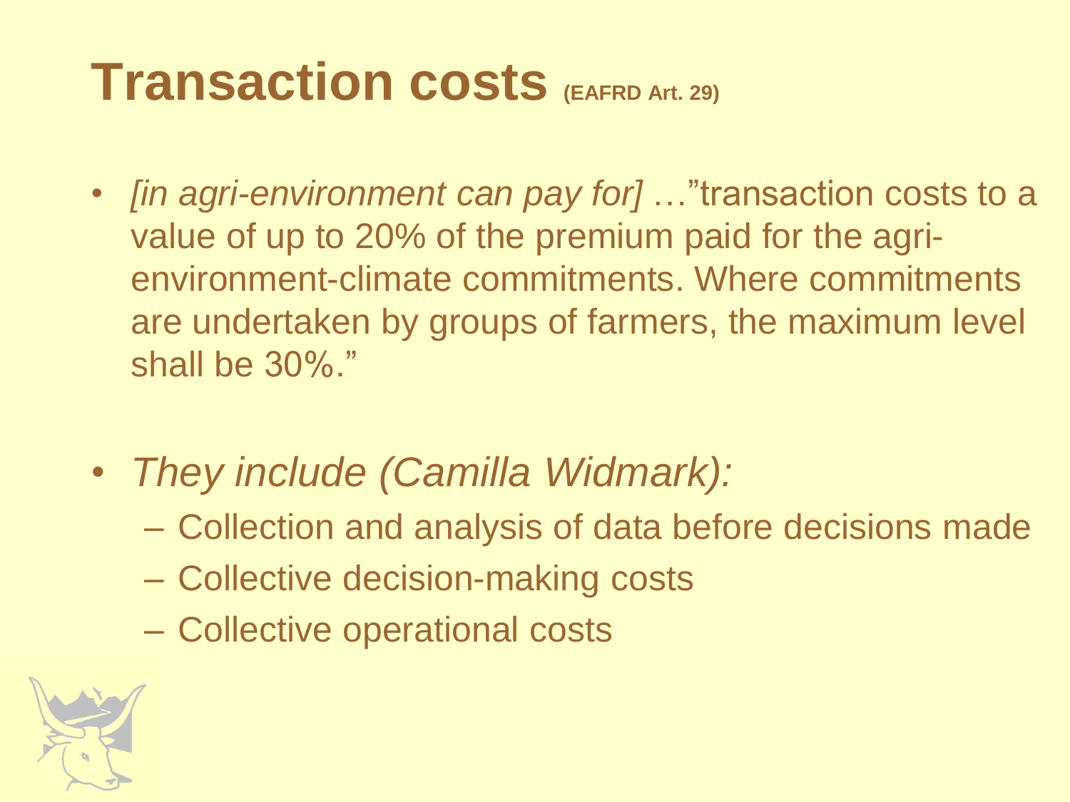# Transaction costs (EAFRD Art. 29)

- *[in agri-environment can pay for]* …"transaction costs to a value of up to 20% of the premium paid for the agri-environment-climate commitments. Where commitments are undertaken by groups of farmers, the maximum level shall be 30%."

- *They include (Camilla Widmark):*
  - Collection and analysis of data before decisions made
  - Collective decision-making costs
  - Collective operational costs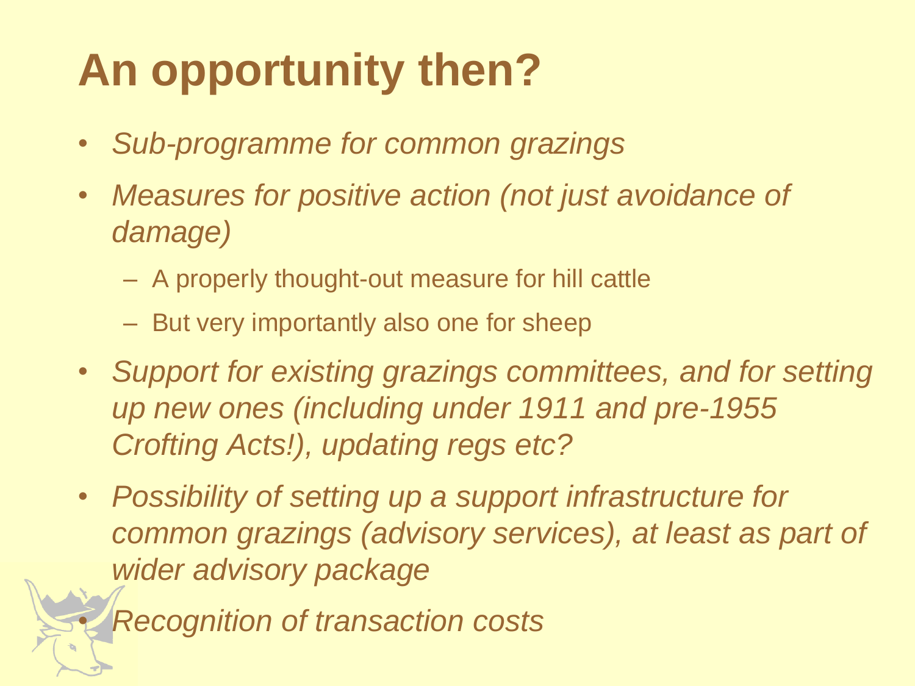# An opportunity then?

- *Sub-programme for common grazings*
- *Measures for positive action (not just avoidance of damage)*
  - A properly thought-out measure for hill cattle
  - But very importantly also one for sheep
- *Support for existing grazings committees, and for setting up new ones (including under 1911 and pre-1955 Crofting Acts!), updating regs etc?*
- *Possibility of setting up a support infrastructure for common grazings (advisory services), at least as part of wider advisory package*
- *Recognition of transaction costs*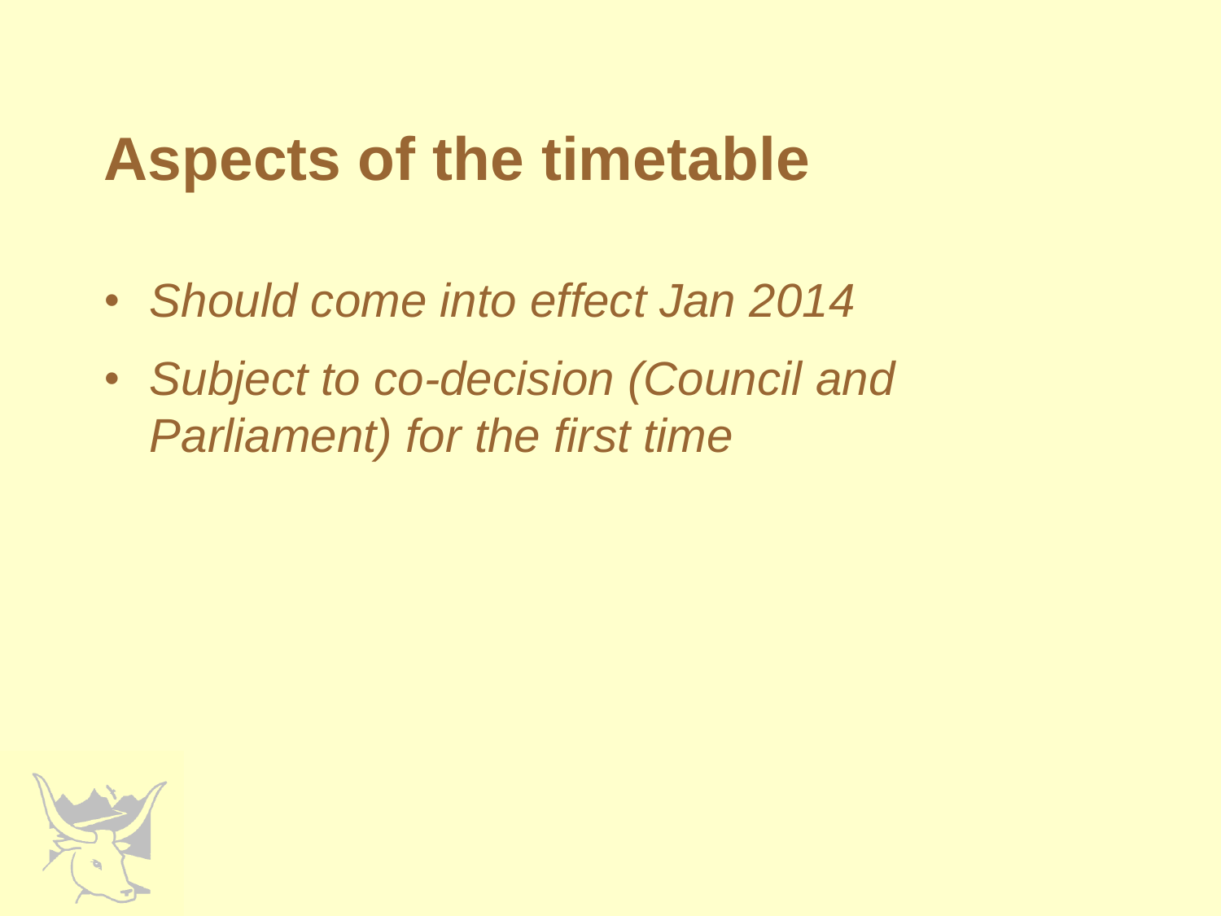# Aspects of the timetable

- *Should come into effect Jan 2014*
- *Subject to co-decision (Council and Parliament) for the first time*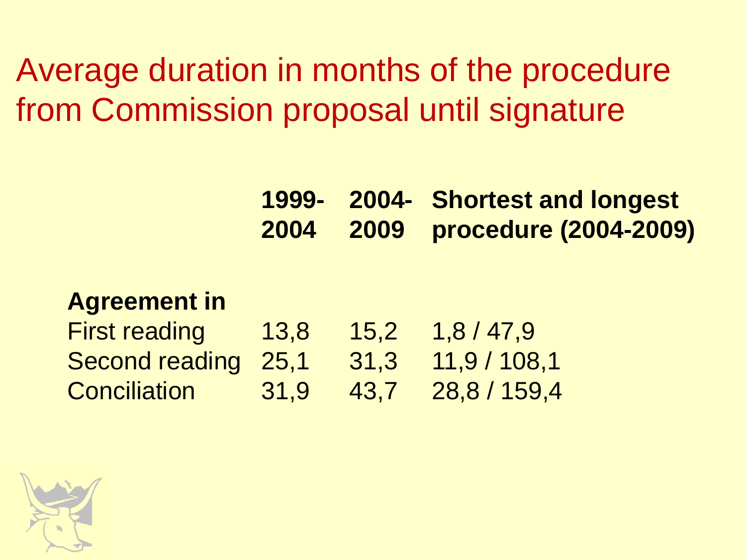# Average duration in months of the procedure from Commission proposal until signature

| Agreement in | 1999-2004 | 2004-2009 | Shortest and longest procedure (2004-2009) |
| --- | --- | --- | --- |
| First reading | 13,8 | 15,2 | 1,8 / 47,9 |
| Second reading | 25,1 | 31,3 | 11,9 / 108,1 |
| Conciliation | 31,9 | 43,7 | 28,8 / 159,4 |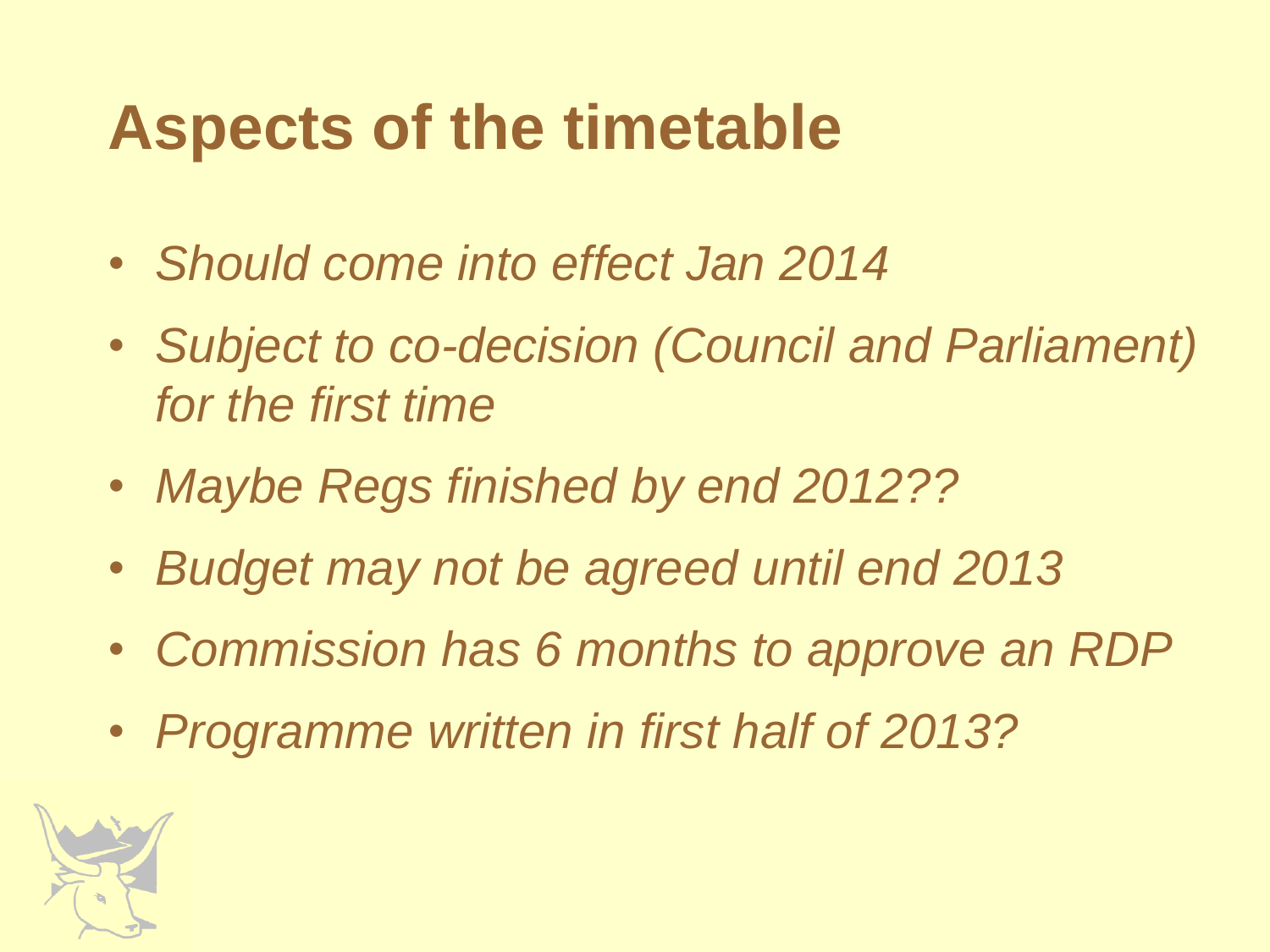# Aspects of the timetable

- *Should come into effect Jan 2014*
- *Subject to co-decision (Council and Parliament) for the first time*
- *Maybe Regs finished by end 2012??*
- *Budget may not be agreed until end 2013*
- *Commission has 6 months to approve an RDP*
- *Programme written in first half of 2013?*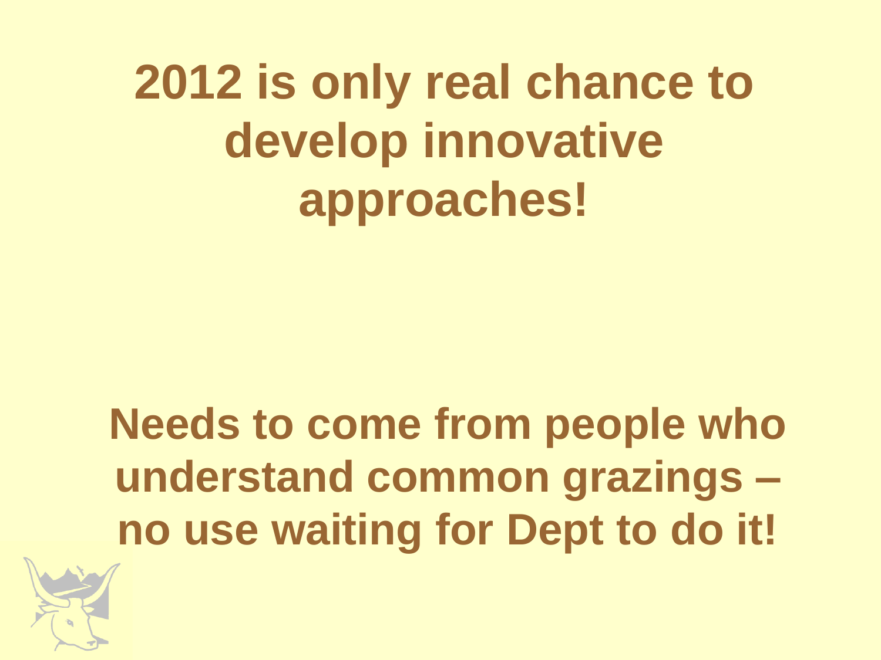# 2012 is only real chance to develop innovative approaches!

**Needs to come from people who understand common grazings – no use waiting for Dept to do it!**